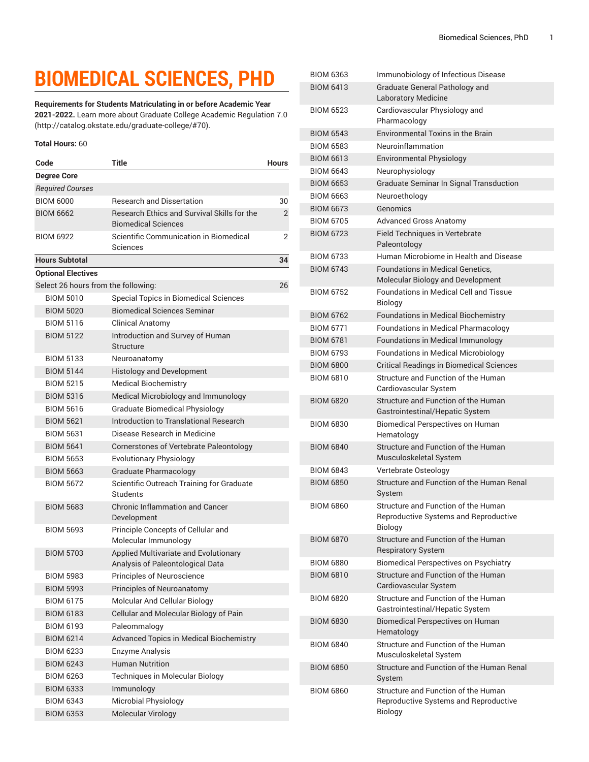# BIOMEDICAL SCIENCES, PHD

**Requirements for Students Matriculating in or before Academic Year 2021-2022.** Learn more about Graduate College Academic Regulation 7.0 (http://catalog.okstate.edu/graduate-college/#70).

**Total Hours:** 60

| Code | Title | Hours |
|---|---|---|
| **Degree Core** | | |
| *Required Courses* | | |
| BIOM 6000 | Research and Dissertation | 30 |
| BIOM 6662 | Research Ethics and Survival Skills for the Biomedical Sciences | 2 |
| BIOM 6922 | Scientific Communication in Biomedical Sciences | 2 |
| **Hours Subtotal** | | **34** |
| **Optional Electives** | | |
| Select 26 hours from the following: | | 26 |
| BIOM 5010 | Special Topics in Biomedical Sciences | |
| BIOM 5020 | Biomedical Sciences Seminar | |
| BIOM 5116 | Clinical Anatomy | |
| BIOM 5122 | Introduction and Survey of Human Structure | |
| BIOM 5133 | Neuroanatomy | |
| BIOM 5144 | Histology and Development | |
| BIOM 5215 | Medical Biochemistry | |
| BIOM 5316 | Medical Microbiology and Immunology | |
| BIOM 5616 | Graduate Biomedical Physiology | |
| BIOM 5621 | Introduction to Translational Research | |
| BIOM 5631 | Disease Research in Medicine | |
| BIOM 5641 | Cornerstones of Vertebrate Paleontology | |
| BIOM 5653 | Evolutionary Physiology | |
| BIOM 5663 | Graduate Pharmacology | |
| BIOM 5672 | Scientific Outreach Training for Graduate Students | |
| BIOM 5683 | Chronic Inflammation and Cancer Development | |
| BIOM 5693 | Principle Concepts of Cellular and Molecular Immunology | |
| BIOM 5703 | Applied Multivariate and Evolutionary Analysis of Paleontological Data | |
| BIOM 5983 | Principles of Neuroscience | |
| BIOM 5993 | Principles of Neuroanatomy | |
| BIOM 6175 | Molcular And Cellular Biology | |
| BIOM 6183 | Cellular and Molecular Biology of Pain | |
| BIOM 6193 | Paleommalogy | |
| BIOM 6214 | Advanced Topics in Medical Biochemistry | |
| BIOM 6233 | Enzyme Analysis | |
| BIOM 6243 | Human Nutrition | |
| BIOM 6263 | Techniques in Molecular Biology | |
| BIOM 6333 | Immunology | |
| BIOM 6343 | Microbial Physiology | |
| BIOM 6353 | Molecular Virology | |
| BIOM 6363 | Immunobiology of Infectious Disease | |
| BIOM 6413 | Graduate General Pathology and Laboratory Medicine | |
| BIOM 6523 | Cardiovascular Physiology and Pharmacology | |
| BIOM 6543 | Environmental Toxins in the Brain | |
| BIOM 6583 | Neuroinflammation | |
| BIOM 6613 | Environmental Physiology | |
| BIOM 6643 | Neurophysiology | |
| BIOM 6653 | Graduate Seminar In Signal Transduction | |
| BIOM 6663 | Neuroethology | |
| BIOM 6673 | Genomics | |
| BIOM 6705 | Advanced Gross Anatomy | |
| BIOM 6723 | Field Techniques in Vertebrate Paleontology | |
| BIOM 6733 | Human Microbiome in Health and Disease | |
| BIOM 6743 | Foundations in Medical Genetics, Molecular Biology and Development | |
| BIOM 6752 | Foundations in Medical Cell and Tissue Biology | |
| BIOM 6762 | Foundations in Medical Biochemistry | |
| BIOM 6771 | Foundations in Medical Pharmacology | |
| BIOM 6781 | Foundations in Medical Immunology | |
| BIOM 6793 | Foundations in Medical Microbiology | |
| BIOM 6800 | Critical Readings in Biomedical Sciences | |
| BIOM 6810 | Structure and Function of the Human Cardiovascular System | |
| BIOM 6820 | Structure and Function of the Human Gastrointestinal/Hepatic System | |
| BIOM 6830 | Biomedical Perspectives on Human Hematology | |
| BIOM 6840 | Structure and Function of the Human Musculoskeletal System | |
| BIOM 6843 | Vertebrate Osteology | |
| BIOM 6850 | Structure and Function of the Human Renal System | |
| BIOM 6860 | Structure and Function of the Human Reproductive Systems and Reproductive Biology | |
| BIOM 6870 | Structure and Function of the Human Respiratory System | |
| BIOM 6880 | Biomedical Perspectives on Psychiatry | |
| BIOM 6810 | Structure and Function of the Human Cardiovascular System | |
| BIOM 6820 | Structure and Function of the Human Gastrointestinal/Hepatic System | |
| BIOM 6830 | Biomedical Perspectives on Human Hematology | |
| BIOM 6840 | Structure and Function of the Human Musculoskeletal System | |
| BIOM 6850 | Structure and Function of the Human Renal System | |
| BIOM 6860 | Structure and Function of the Human Reproductive Systems and Reproductive Biology | |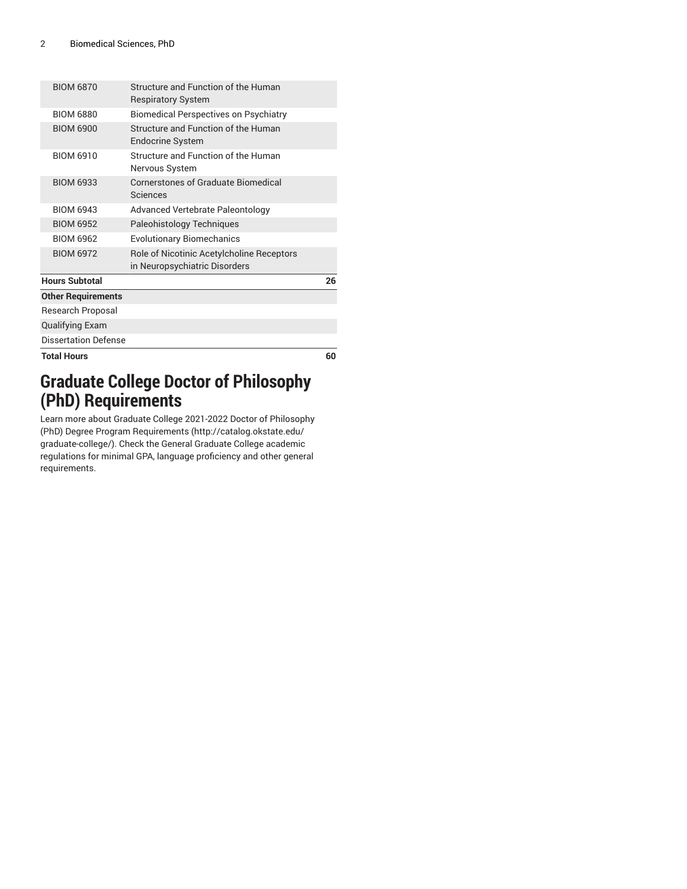| | | |
|---|---|---|
| BIOM 6870 | Structure and Function of the Human Respiratory System | |
| BIOM 6880 | Biomedical Perspectives on Psychiatry | |
| BIOM 6900 | Structure and Function of the Human Endocrine System | |
| BIOM 6910 | Structure and Function of the Human Nervous System | |
| BIOM 6933 | Cornerstones of Graduate Biomedical Sciences | |
| BIOM 6943 | Advanced Vertebrate Paleontology | |
| BIOM 6952 | Paleohistology Techniques | |
| BIOM 6962 | Evolutionary Biomechanics | |
| BIOM 6972 | Role of Nicotinic Acetylcholine Receptors in Neuropsychiatric Disorders | |
| **Hours Subtotal** | | **26** |
| **Other Requirements** | | |
| Research Proposal | | |
| Qualifying Exam | | |
| Dissertation Defense | | |
| **Total Hours** | | **60** |

## Graduate College Doctor of Philosophy (PhD) Requirements

Learn more about Graduate College 2021-2022 Doctor of Philosophy (PhD) Degree Program Requirements (http://catalog.okstate.edu/graduate-college/). Check the General Graduate College academic regulations for minimal GPA, language proficiency and other general requirements.